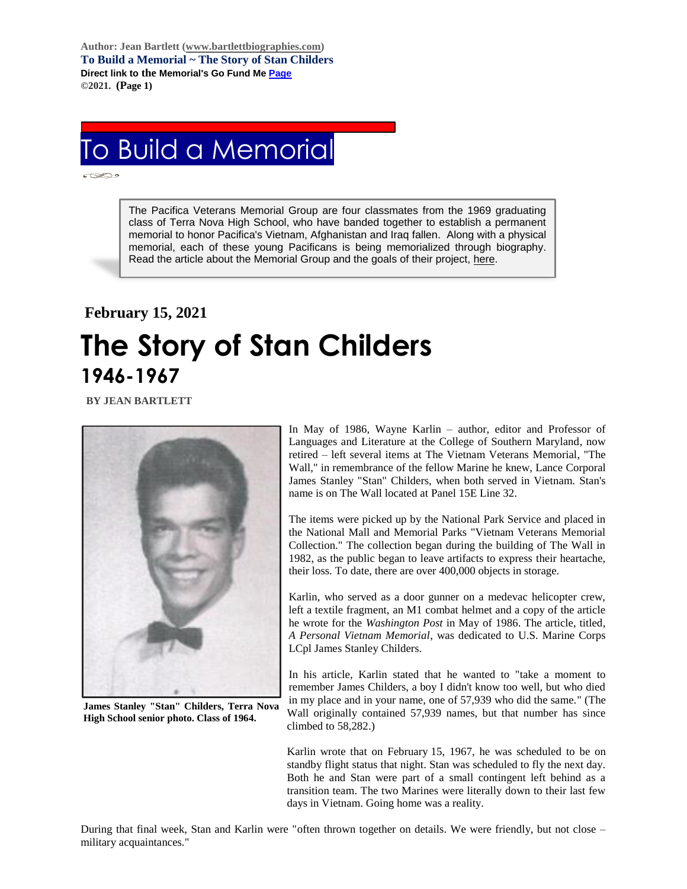Author: Jean Bartlett (www.bartlettbiographies.com)
**To Build a Memorial ~ The Story of Stan Childers**
**Direct link to the Memorial's Go Fund Me Page**
**©2021. (Page 1)**

# To Build a Memorial

> The Pacifica Veterans Memorial Group are four classmates from the 1969 graduating class of Terra Nova High School, who have banded together to establish a permanent memorial to honor Pacifica's Vietnam, Afghanistan and Iraq fallen. Along with a physical memorial, each of these young Pacificans is being memorialized through biography. Read the article about the Memorial Group and the goals of their project, here.

**February 15, 2021**

# The Story of Stan Childers

## 1946-1967

**BY JEAN BARTLETT**

**James Stanley "Stan" Childers, Terra Nova High School senior photo. Class of 1964.**

In May of 1986, Wayne Karlin – author, editor and Professor of Languages and Literature at the College of Southern Maryland, now retired – left several items at The Vietnam Veterans Memorial, "The Wall," in remembrance of the fellow Marine he knew, Lance Corporal James Stanley "Stan" Childers, when both served in Vietnam. Stan's name is on The Wall located at Panel 15E Line 32.

The items were picked up by the National Park Service and placed in the National Mall and Memorial Parks "Vietnam Veterans Memorial Collection." The collection began during the building of The Wall in 1982, as the public began to leave artifacts to express their heartache, their loss. To date, there are over 400,000 objects in storage.

Karlin, who served as a door gunner on a medevac helicopter crew, left a textile fragment, an M1 combat helmet and a copy of the article he wrote for the *Washington Post* in May of 1986. The article, titled, *A Personal Vietnam Memorial*, was dedicated to U.S. Marine Corps LCpl James Stanley Childers.

In his article, Karlin stated that he wanted to "take a moment to remember James Childers, a boy I didn't know too well, but who died in my place and in your name, one of 57,939 who did the same." (The Wall originally contained 57,939 names, but that number has since climbed to 58,282.)

Karlin wrote that on February 15, 1967, he was scheduled to be on standby flight status that night. Stan was scheduled to fly the next day. Both he and Stan were part of a small contingent left behind as a transition team. The two Marines were literally down to their last few days in Vietnam. Going home was a reality.

During that final week, Stan and Karlin were "often thrown together on details. We were friendly, but not close – military acquaintances."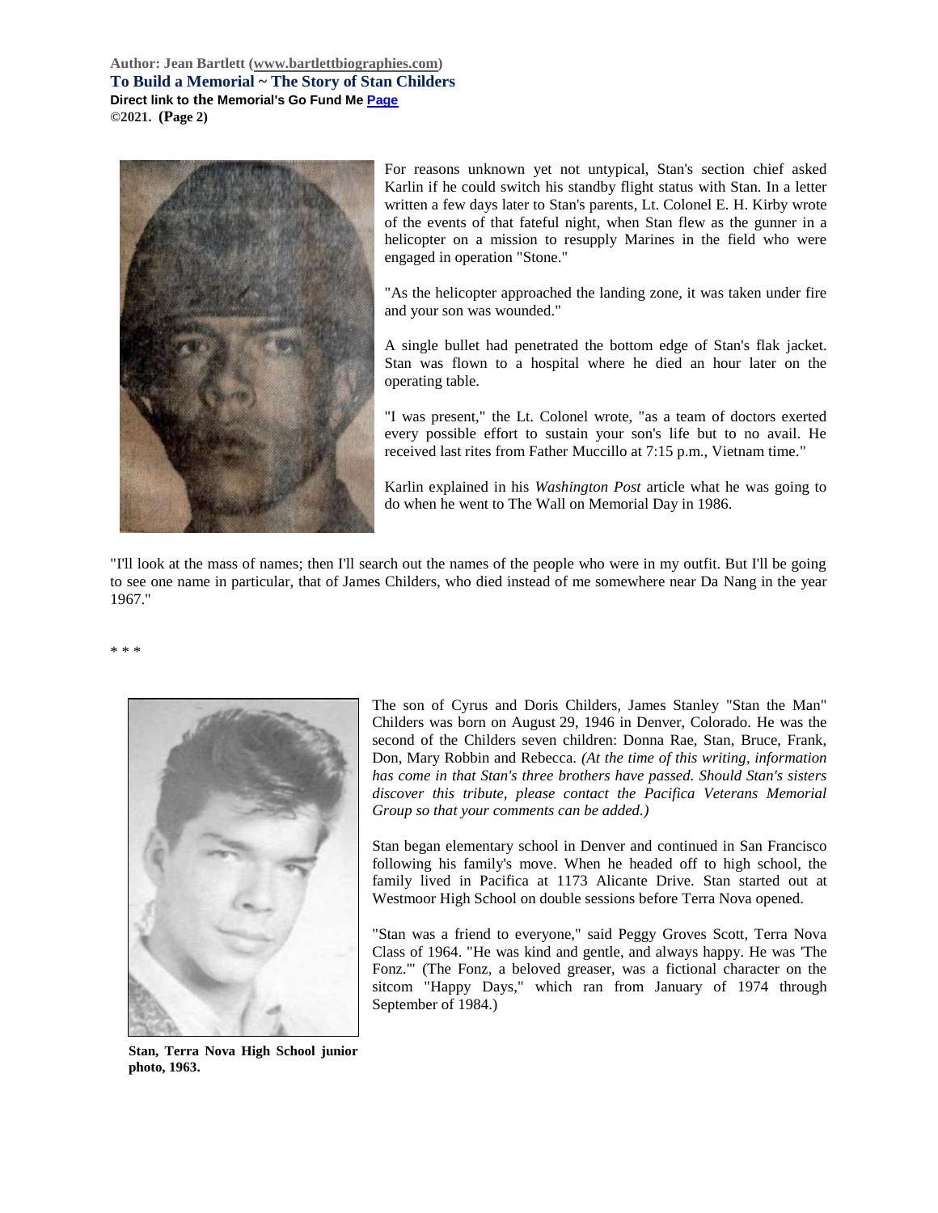For reasons unknown yet not untypical, Stan's section chief asked Karlin if he could switch his standby flight status with Stan. In a letter written a few days later to Stan's parents, Lt. Colonel E. H. Kirby wrote of the events of that fateful night, when Stan flew as the gunner in a helicopter on a mission to resupply Marines in the field who were engaged in operation "Stone."

"As the helicopter approached the landing zone, it was taken under fire and your son was wounded."

A single bullet had penetrated the bottom edge of Stan's flak jacket. Stan was flown to a hospital where he died an hour later on the operating table.

"I was present," the Lt. Colonel wrote, "as a team of doctors exerted every possible effort to sustain your son's life but to no avail. He received last rites from Father Muccillo at 7:15 p.m., Vietnam time."

Karlin explained in his *Washington Post* article what he was going to do when he went to The Wall on Memorial Day in 1986.

"I'll look at the mass of names; then I'll search out the names of the people who were in my outfit. But I'll be going to see one name in particular, that of James Childers, who died instead of me somewhere near Da Nang in the year 1967."

\* \* \*

The son of Cyrus and Doris Childers, James Stanley "Stan the Man" Childers was born on August 29, 1946 in Denver, Colorado. He was the second of the Childers seven children: Donna Rae, Stan, Bruce, Frank, Don, Mary Robbin and Rebecca. *(At the time of this writing, information has come in that Stan's three brothers have passed. Should Stan's sisters discover this tribute, please contact the Pacifica Veterans Memorial Group so that your comments can be added.)*

Stan began elementary school in Denver and continued in San Francisco following his family's move. When he headed off to high school, the family lived in Pacifica at 1173 Alicante Drive. Stan started out at Westmoor High School on double sessions before Terra Nova opened.

**Stan, Terra Nova High School junior photo, 1963.**

"Stan was a friend to everyone," said Peggy Groves Scott, Terra Nova Class of 1964. "He was kind and gentle, and always happy. He was 'The Fonz.'" (The Fonz, a beloved greaser, was a fictional character on the sitcom "Happy Days," which ran from January of 1974 through September of 1984.)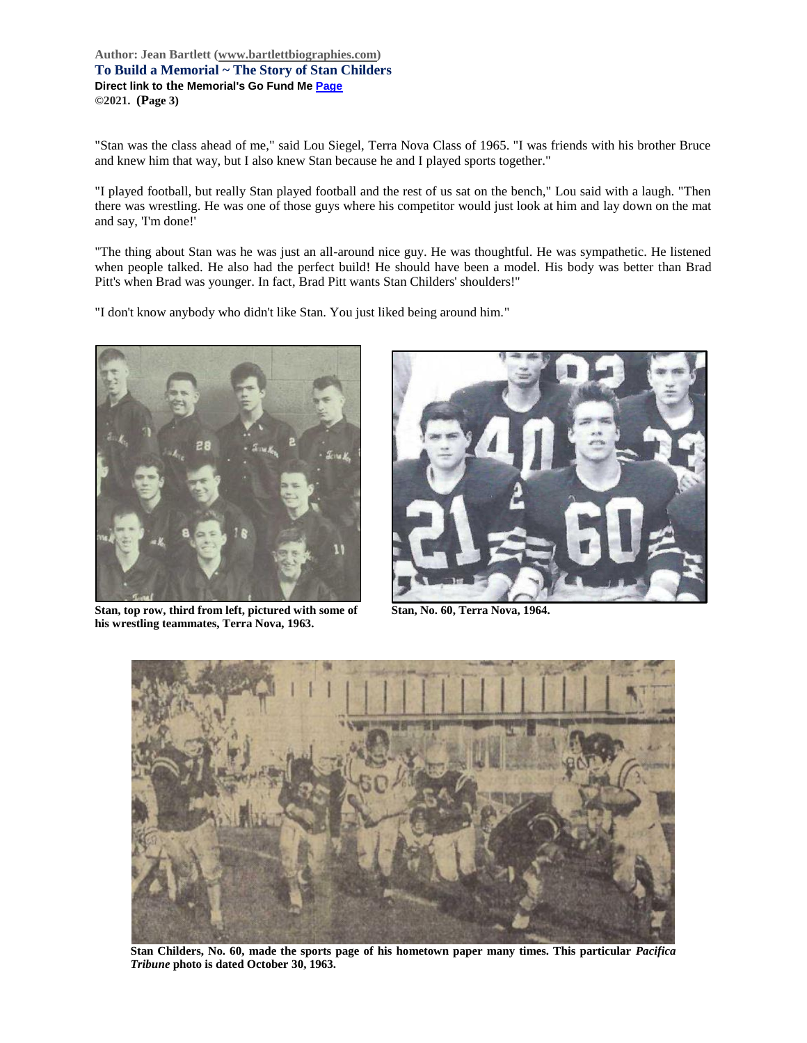"Stan was the class ahead of me," said Lou Siegel, Terra Nova Class of 1965. "I was friends with his brother Bruce and knew him that way, but I also knew Stan because he and I played sports together."

"I played football, but really Stan played football and the rest of us sat on the bench," Lou said with a laugh. "Then there was wrestling. He was one of those guys where his competitor would just look at him and lay down on the mat and say, 'I'm done!'

"The thing about Stan was he was just an all-around nice guy. He was thoughtful. He was sympathetic. He listened when people talked. He also had the perfect build! He should have been a model. His body was better than Brad Pitt's when Brad was younger. In fact, Brad Pitt wants Stan Childers' shoulders!"

"I don't know anybody who didn't like Stan. You just liked being around him."

**Stan, top row, third from left, pictured with some of his wrestling teammates, Terra Nova, 1963.**

**Stan, No. 60, Terra Nova, 1964.**

**Stan Childers, No. 60, made the sports page of his hometown paper many times. This particular *Pacifica Tribune* photo is dated October 30, 1963.**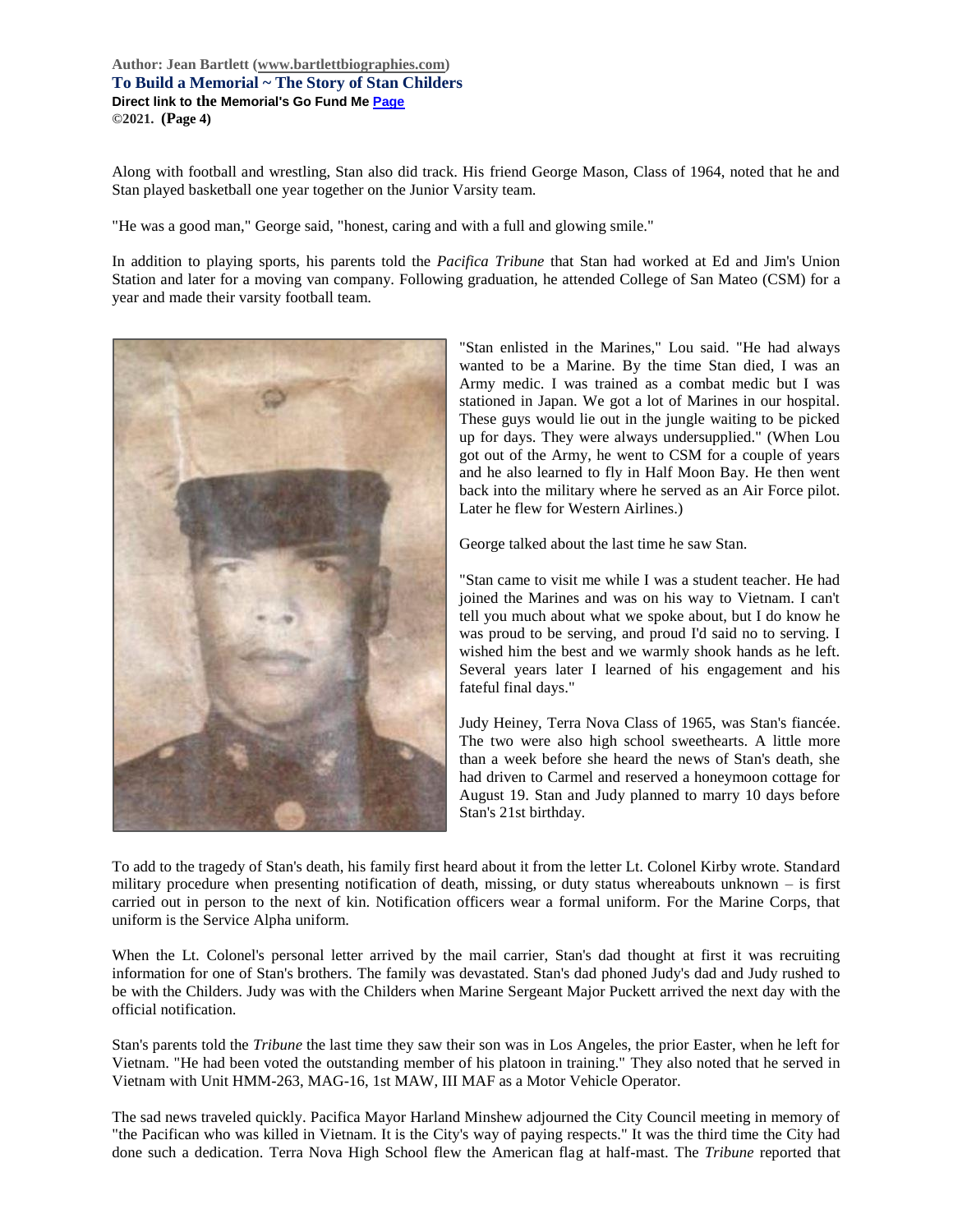Along with football and wrestling, Stan also did track. His friend George Mason, Class of 1964, noted that he and Stan played basketball one year together on the Junior Varsity team.

"He was a good man," George said, "honest, caring and with a full and glowing smile."

In addition to playing sports, his parents told the *Pacifica Tribune* that Stan had worked at Ed and Jim's Union Station and later for a moving van company. Following graduation, he attended College of San Mateo (CSM) for a year and made their varsity football team.

"Stan enlisted in the Marines," Lou said. "He had always wanted to be a Marine. By the time Stan died, I was an Army medic. I was trained as a combat medic but I was stationed in Japan. We got a lot of Marines in our hospital. These guys would lie out in the jungle waiting to be picked up for days. They were always undersupplied." (When Lou got out of the Army, he went to CSM for a couple of years and he also learned to fly in Half Moon Bay. He then went back into the military where he served as an Air Force pilot. Later he flew for Western Airlines.)

George talked about the last time he saw Stan.

"Stan came to visit me while I was a student teacher. He had joined the Marines and was on his way to Vietnam. I can't tell you much about what we spoke about, but I do know he was proud to be serving, and proud I'd said no to serving. I wished him the best and we warmly shook hands as he left. Several years later I learned of his engagement and his fateful final days."

Judy Heiney, Terra Nova Class of 1965, was Stan's fiancée. The two were also high school sweethearts. A little more than a week before she heard the news of Stan's death, she had driven to Carmel and reserved a honeymoon cottage for August 19. Stan and Judy planned to marry 10 days before Stan's 21st birthday.

To add to the tragedy of Stan's death, his family first heard about it from the letter Lt. Colonel Kirby wrote. Standard military procedure when presenting notification of death, missing, or duty status whereabouts unknown – is first carried out in person to the next of kin. Notification officers wear a formal uniform. For the Marine Corps, that uniform is the Service Alpha uniform.

When the Lt. Colonel's personal letter arrived by the mail carrier, Stan's dad thought at first it was recruiting information for one of Stan's brothers. The family was devastated. Stan's dad phoned Judy's dad and Judy rushed to be with the Childers. Judy was with the Childers when Marine Sergeant Major Puckett arrived the next day with the official notification.

Stan's parents told the *Tribune* the last time they saw their son was in Los Angeles, the prior Easter, when he left for Vietnam. "He had been voted the outstanding member of his platoon in training." They also noted that he served in Vietnam with Unit HMM-263, MAG-16, 1st MAW, III MAF as a Motor Vehicle Operator.

The sad news traveled quickly. Pacifica Mayor Harland Minshew adjourned the City Council meeting in memory of "the Pacifican who was killed in Vietnam. It is the City's way of paying respects." It was the third time the City had done such a dedication. Terra Nova High School flew the American flag at half-mast. The *Tribune* reported that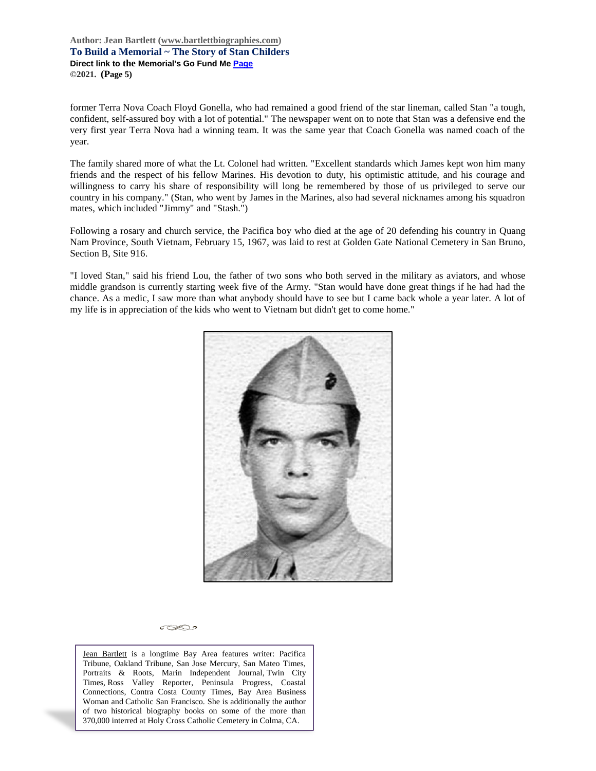former Terra Nova Coach Floyd Gonella, who had remained a good friend of the star lineman, called Stan "a tough, confident, self-assured boy with a lot of potential." The newspaper went on to note that Stan was a defensive end the very first year Terra Nova had a winning team. It was the same year that Coach Gonella was named coach of the year.

The family shared more of what the Lt. Colonel had written. "Excellent standards which James kept won him many friends and the respect of his fellow Marines. His devotion to duty, his optimistic attitude, and his courage and willingness to carry his share of responsibility will long be remembered by those of us privileged to serve our country in his company." (Stan, who went by James in the Marines, also had several nicknames among his squadron mates, which included "Jimmy" and "Stash.")

Following a rosary and church service, the Pacifica boy who died at the age of 20 defending his country in Quang Nam Province, South Vietnam, February 15, 1967, was laid to rest at Golden Gate National Cemetery in San Bruno, Section B, Site 916.

"I loved Stan," said his friend Lou, the father of two sons who both served in the military as aviators, and whose middle grandson is currently starting week five of the Army. "Stan would have done great things if he had had the chance. As a medic, I saw more than what anybody should have to see but I came back whole a year later. A lot of my life is in appreciation of the kids who went to Vietnam but didn't get to come home."

Jean Bartlett is a longtime Bay Area features writer: Pacifica Tribune, Oakland Tribune, San Jose Mercury, San Mateo Times, Portraits & Roots, Marin Independent Journal, Twin City Times, Ross Valley Reporter, Peninsula Progress, Coastal Connections, Contra Costa County Times, Bay Area Business Woman and Catholic San Francisco. She is additionally the author of two historical biography books on some of the more than 370,000 interred at Holy Cross Catholic Cemetery in Colma, CA.